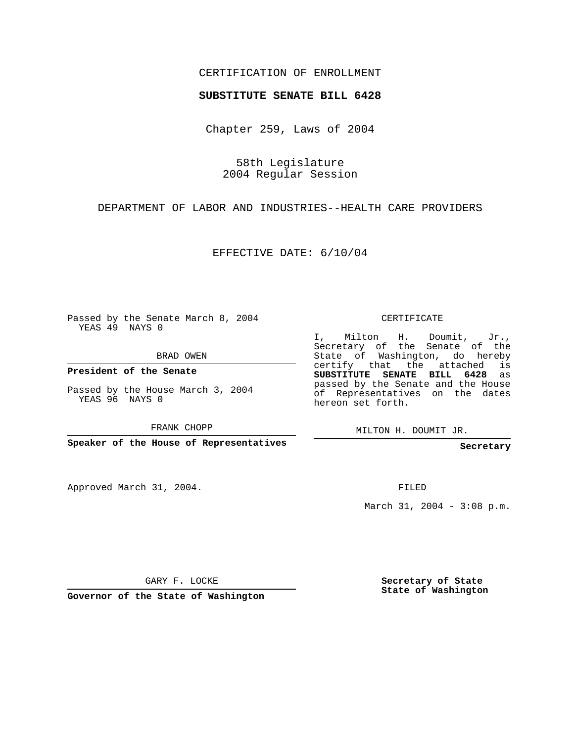CERTIFICATION OF ENROLLMENT

**SUBSTITUTE SENATE BILL 6428**

Chapter 259, Laws of 2004

58th Legislature
2004 Regular Session

DEPARTMENT OF LABOR AND INDUSTRIES--HEALTH CARE PROVIDERS

EFFECTIVE DATE: 6/10/04

Passed by the Senate March 8, 2004
YEAS 49 NAYS 0

BRAD OWEN

**President of the Senate**

Passed by the House March 3, 2004
YEAS 96 NAYS 0

FRANK CHOPP

**Speaker of the House of Representatives**

CERTIFICATE

I, Milton H. Doumit, Jr., Secretary of the Senate of the State of Washington, do hereby certify that the attached is **SUBSTITUTE SENATE BILL 6428** as passed by the Senate and the House of Representatives on the dates hereon set forth.

MILTON H. DOUMIT JR.

**Secretary**

Approved March 31, 2004.

FILED

March 31, 2004 - 3:08 p.m.

GARY F. LOCKE

**Governor of the State of Washington**

**Secretary of State**
**State of Washington**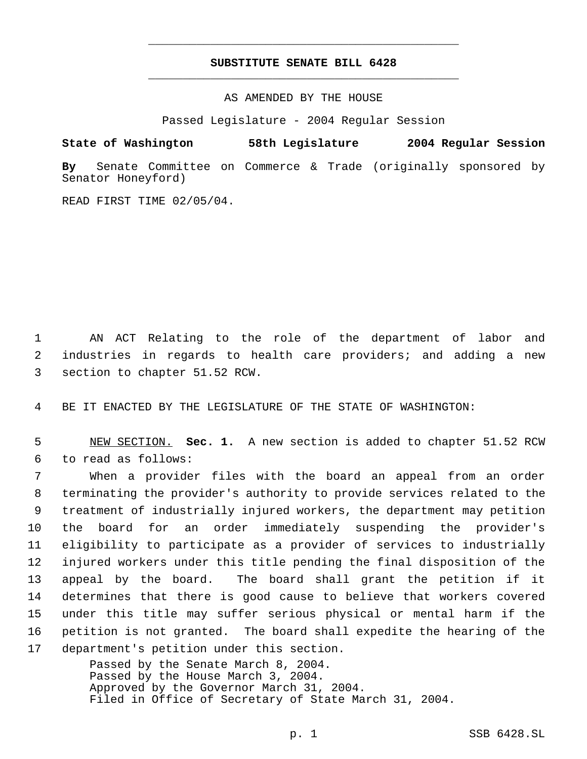# SUBSTITUTE SENATE BILL 6428

AS AMENDED BY THE HOUSE

Passed Legislature - 2004 Regular Session

**State of Washington 58th Legislature 2004 Regular Session**

**By** Senate Committee on Commerce & Trade (originally sponsored by Senator Honeyford)

READ FIRST TIME 02/05/04.

AN ACT Relating to the role of the department of labor and industries in regards to health care providers; and adding a new section to chapter 51.52 RCW.

BE IT ENACTED BY THE LEGISLATURE OF THE STATE OF WASHINGTON:

NEW SECTION. **Sec. 1.** A new section is added to chapter 51.52 RCW to read as follows:

When a provider files with the board an appeal from an order terminating the provider's authority to provide services related to the treatment of industrially injured workers, the department may petition the board for an order immediately suspending the provider's eligibility to participate as a provider of services to industrially injured workers under this title pending the final disposition of the appeal by the board. The board shall grant the petition if it determines that there is good cause to believe that workers covered under this title may suffer serious physical or mental harm if the petition is not granted. The board shall expedite the hearing of the department's petition under this section.

Passed by the Senate March 8, 2004.
Passed by the House March 3, 2004.
Approved by the Governor March 31, 2004.
Filed in Office of Secretary of State March 31, 2004.